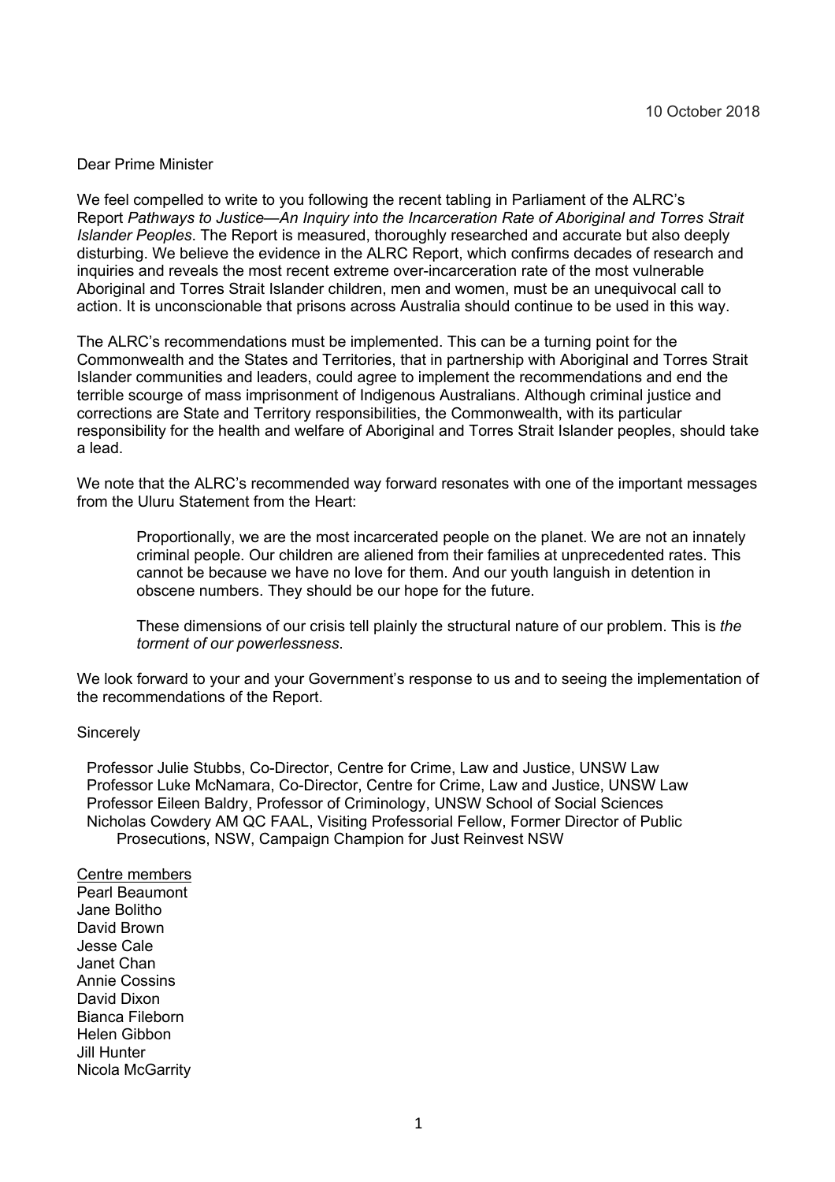10 October 2018

Dear Prime Minister

We feel compelled to write to you following the recent tabling in Parliament of the ALRC's Report *Pathways to Justice—An Inquiry into the Incarceration Rate of Aboriginal and Torres Strait Islander Peoples*. The Report is measured, thoroughly researched and accurate but also deeply disturbing. We believe the evidence in the ALRC Report, which confirms decades of research and inquiries and reveals the most recent extreme over-incarceration rate of the most vulnerable Aboriginal and Torres Strait Islander children, men and women, must be an unequivocal call to action. It is unconscionable that prisons across Australia should continue to be used in this way.

The ALRC's recommendations must be implemented. This can be a turning point for the Commonwealth and the States and Territories, that in partnership with Aboriginal and Torres Strait Islander communities and leaders, could agree to implement the recommendations and end the terrible scourge of mass imprisonment of Indigenous Australians. Although criminal justice and corrections are State and Territory responsibilities, the Commonwealth, with its particular responsibility for the health and welfare of Aboriginal and Torres Strait Islander peoples, should take a lead.

We note that the ALRC's recommended way forward resonates with one of the important messages from the Uluru Statement from the Heart:

> Proportionally, we are the most incarcerated people on the planet. We are not an innately criminal people. Our children are aliened from their families at unprecedented rates. This cannot be because we have no love for them. And our youth languish in detention in obscene numbers. They should be our hope for the future.
>
> These dimensions of our crisis tell plainly the structural nature of our problem. This is *the torment of our powerlessness*.

We look forward to your and your Government's response to us and to seeing the implementation of the recommendations of the Report.

Sincerely

Professor Julie Stubbs, Co-Director, Centre for Crime, Law and Justice, UNSW Law
Professor Luke McNamara, Co-Director, Centre for Crime, Law and Justice, UNSW Law
Professor Eileen Baldry, Professor of Criminology, UNSW School of Social Sciences
Nicholas Cowdery AM QC FAAL, Visiting Professorial Fellow, Former Director of Public Prosecutions, NSW, Campaign Champion for Just Reinvest NSW

Centre members
Pearl Beaumont
Jane Bolitho
David Brown
Jesse Cale
Janet Chan
Annie Cossins
David Dixon
Bianca Fileborn
Helen Gibbon
Jill Hunter
Nicola McGarrity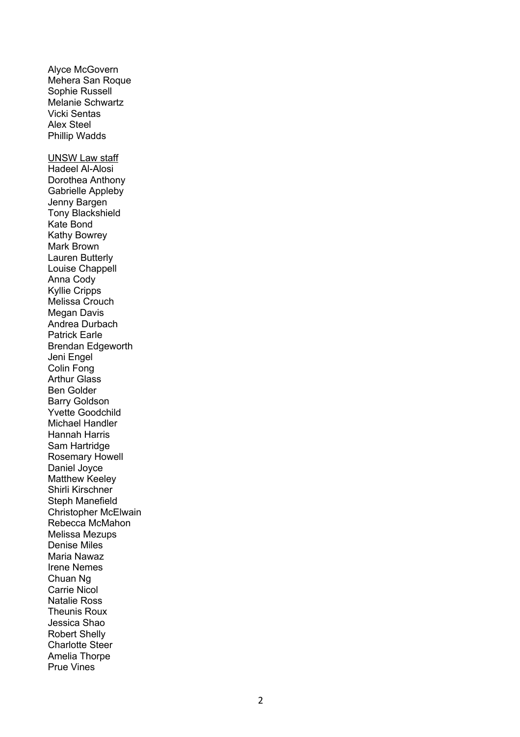Alyce McGovern
Mehera San Roque
Sophie Russell
Melanie Schwartz
Vicki Sentas
Alex Steel
Phillip Wadds

<u>UNSW Law staff</u>
Hadeel Al-Alosi
Dorothea Anthony
Gabrielle Appleby
Jenny Bargen
Tony Blackshield
Kate Bond
Kathy Bowrey
Mark Brown
Lauren Butterly
Louise Chappell
Anna Cody
Kyllie Cripps
Melissa Crouch
Megan Davis
Andrea Durbach
Patrick Earle
Brendan Edgeworth
Jeni Engel
Colin Fong
Arthur Glass
Ben Golder
Barry Goldson
Yvette Goodchild
Michael Handler
Hannah Harris
Sam Hartridge
Rosemary Howell
Daniel Joyce
Matthew Keeley
Shirli Kirschner
Steph Manefield
Christopher McElwain
Rebecca McMahon
Melissa Mezups
Denise Miles
Maria Nawaz
Irene Nemes
Chuan Ng
Carrie Nicol
Natalie Ross
Theunis Roux
Jessica Shao
Robert Shelly
Charlotte Steer
Amelia Thorpe
Prue Vines